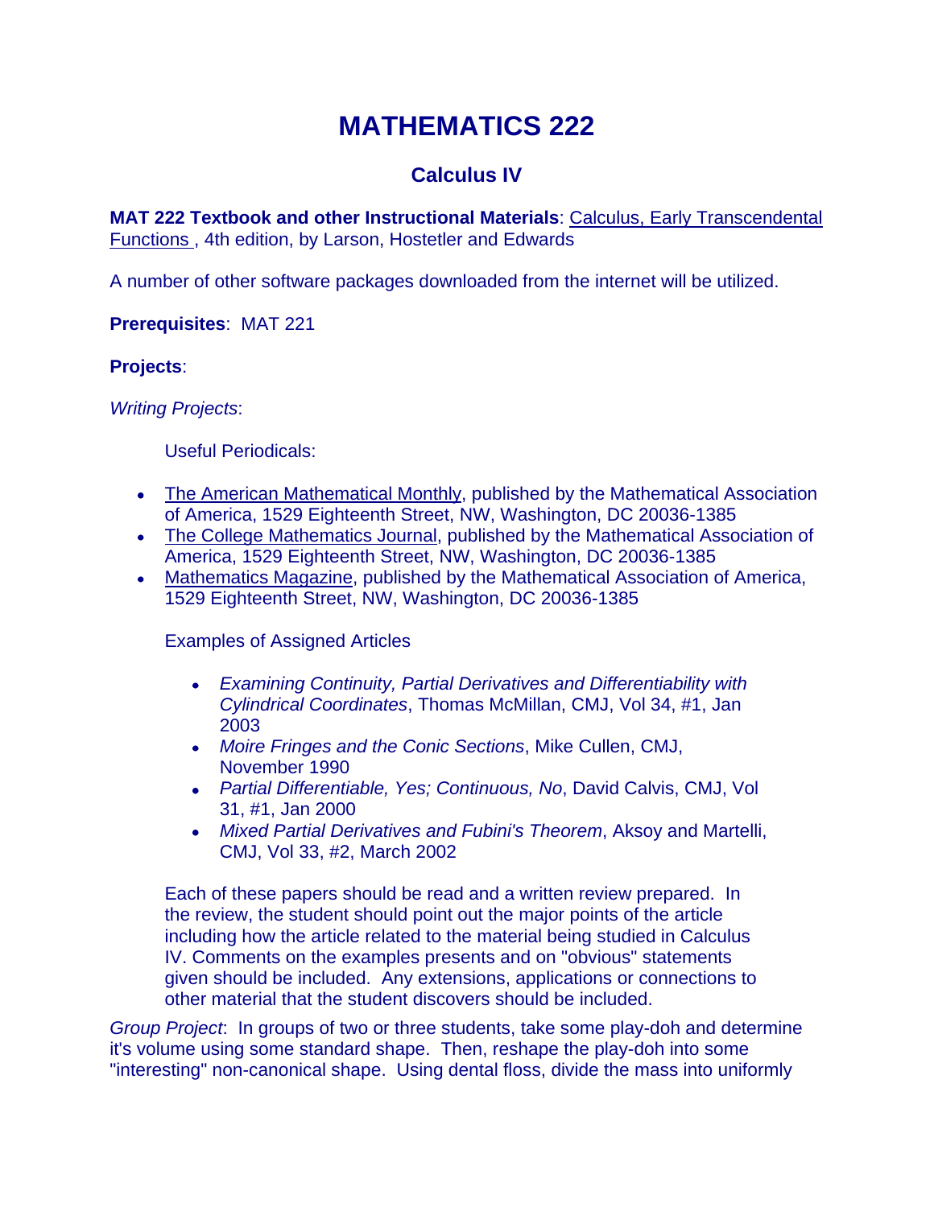# MATHEMATICS 222

## Calculus IV

**MAT 222 Textbook and other Instructional Materials**: Calculus, Early Transcendental Functions , 4th edition, by Larson, Hostetler and Edwards

A number of other software packages downloaded from the internet will be utilized.

**Prerequisites**: MAT 221

**Projects**:

*Writing Projects*:

Useful Periodicals:

- The American Mathematical Monthly, published by the Mathematical Association of America, 1529 Eighteenth Street, NW, Washington, DC 20036-1385
- The College Mathematics Journal, published by the Mathematical Association of America, 1529 Eighteenth Street, NW, Washington, DC 20036-1385
- Mathematics Magazine, published by the Mathematical Association of America, 1529 Eighteenth Street, NW, Washington, DC 20036-1385

Examples of Assigned Articles

- *Examining Continuity, Partial Derivatives and Differentiability with Cylindrical Coordinates*, Thomas McMillan, CMJ, Vol 34, #1, Jan 2003
- *Moire Fringes and the Conic Sections*, Mike Cullen, CMJ, November 1990
- *Partial Differentiable, Yes; Continuous, No*, David Calvis, CMJ, Vol 31, #1, Jan 2000
- *Mixed Partial Derivatives and Fubini's Theorem*, Aksoy and Martelli, CMJ, Vol 33, #2, March 2002

Each of these papers should be read and a written review prepared. In the review, the student should point out the major points of the article including how the article related to the material being studied in Calculus IV. Comments on the examples presents and on "obvious" statements given should be included. Any extensions, applications or connections to other material that the student discovers should be included.

*Group Project*: In groups of two or three students, take some play-doh and determine it's volume using some standard shape. Then, reshape the play-doh into some "interesting" non-canonical shape. Using dental floss, divide the mass into uniformly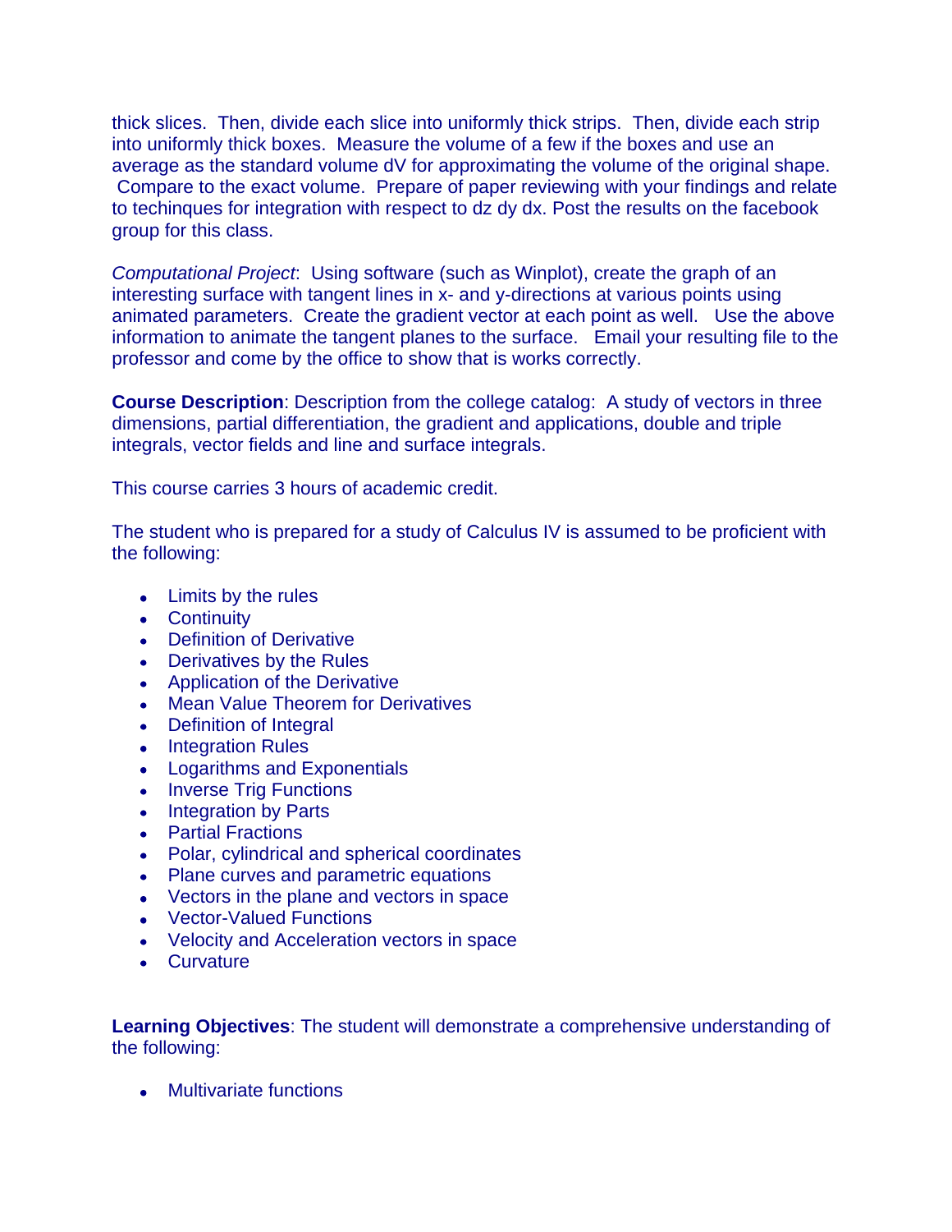thick slices. Then, divide each slice into uniformly thick strips. Then, divide each strip into uniformly thick boxes. Measure the volume of a few if the boxes and use an average as the standard volume dV for approximating the volume of the original shape. Compare to the exact volume. Prepare of paper reviewing with your findings and relate to techinques for integration with respect to dz dy dx. Post the results on the facebook group for this class.

*Computational Project*: Using software (such as Winplot), create the graph of an interesting surface with tangent lines in x- and y-directions at various points using animated parameters. Create the gradient vector at each point as well. Use the above information to animate the tangent planes to the surface. Email your resulting file to the professor and come by the office to show that is works correctly.

**Course Description**: Description from the college catalog: A study of vectors in three dimensions, partial differentiation, the gradient and applications, double and triple integrals, vector fields and line and surface integrals.

This course carries 3 hours of academic credit.

The student who is prepared for a study of Calculus IV is assumed to be proficient with the following:

- Limits by the rules
- Continuity
- Definition of Derivative
- Derivatives by the Rules
- Application of the Derivative
- Mean Value Theorem for Derivatives
- Definition of Integral
- Integration Rules
- Logarithms and Exponentials
- Inverse Trig Functions
- Integration by Parts
- Partial Fractions
- Polar, cylindrical and spherical coordinates
- Plane curves and parametric equations
- Vectors in the plane and vectors in space
- Vector-Valued Functions
- Velocity and Acceleration vectors in space
- Curvature

**Learning Objectives**: The student will demonstrate a comprehensive understanding of the following:

- Multivariate functions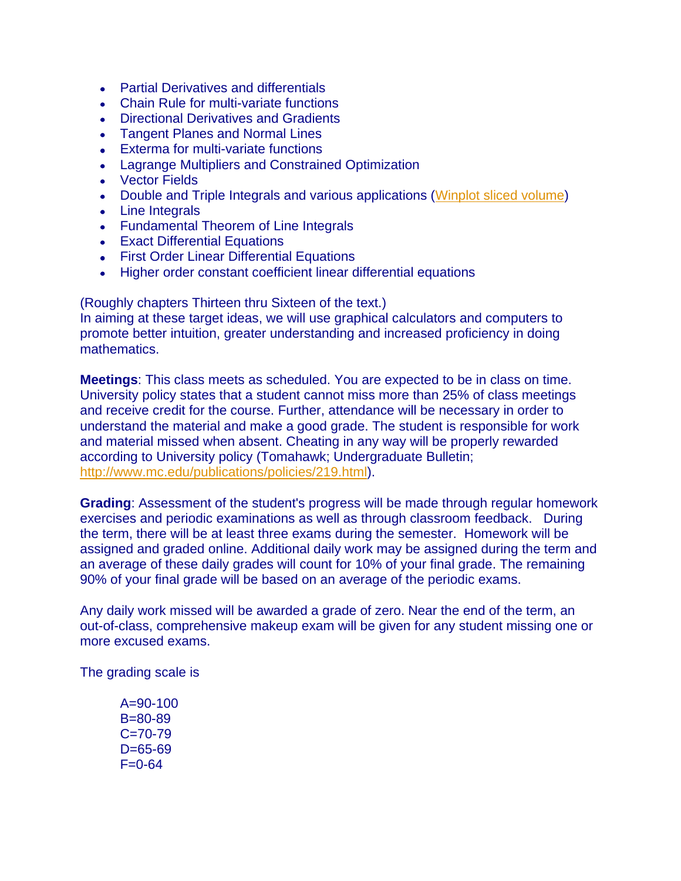- Partial Derivatives and differentials
- Chain Rule for multi-variate functions
- Directional Derivatives and Gradients
- Tangent Planes and Normal Lines
- Exterma for multi-variate functions
- Lagrange Multipliers and Constrained Optimization
- Vector Fields
- Double and Triple Integrals and various applications (Winplot sliced volume)
- Line Integrals
- Fundamental Theorem of Line Integrals
- Exact Differential Equations
- First Order Linear Differential Equations
- Higher order constant coefficient linear differential equations

(Roughly chapters Thirteen thru Sixteen of the text.)
In aiming at these target ideas, we will use graphical calculators and computers to promote better intuition, greater understanding and increased proficiency in doing mathematics.

**Meetings**: This class meets as scheduled. You are expected to be in class on time. University policy states that a student cannot miss more than 25% of class meetings and receive credit for the course. Further, attendance will be necessary in order to understand the material and make a good grade. The student is responsible for work and material missed when absent. Cheating in any way will be properly rewarded according to University policy (Tomahawk; Undergraduate Bulletin; http://www.mc.edu/publications/policies/219.html).

**Grading**: Assessment of the student's progress will be made through regular homework exercises and periodic examinations as well as through classroom feedback. During the term, there will be at least three exams during the semester. Homework will be assigned and graded online. Additional daily work may be assigned during the term and an average of these daily grades will count for 10% of your final grade. The remaining 90% of your final grade will be based on an average of the periodic exams.

Any daily work missed will be awarded a grade of zero. Near the end of the term, an out-of-class, comprehensive makeup exam will be given for any student missing one or more excused exams.

The grading scale is

A=90-100
B=80-89
C=70-79
D=65-69
F=0-64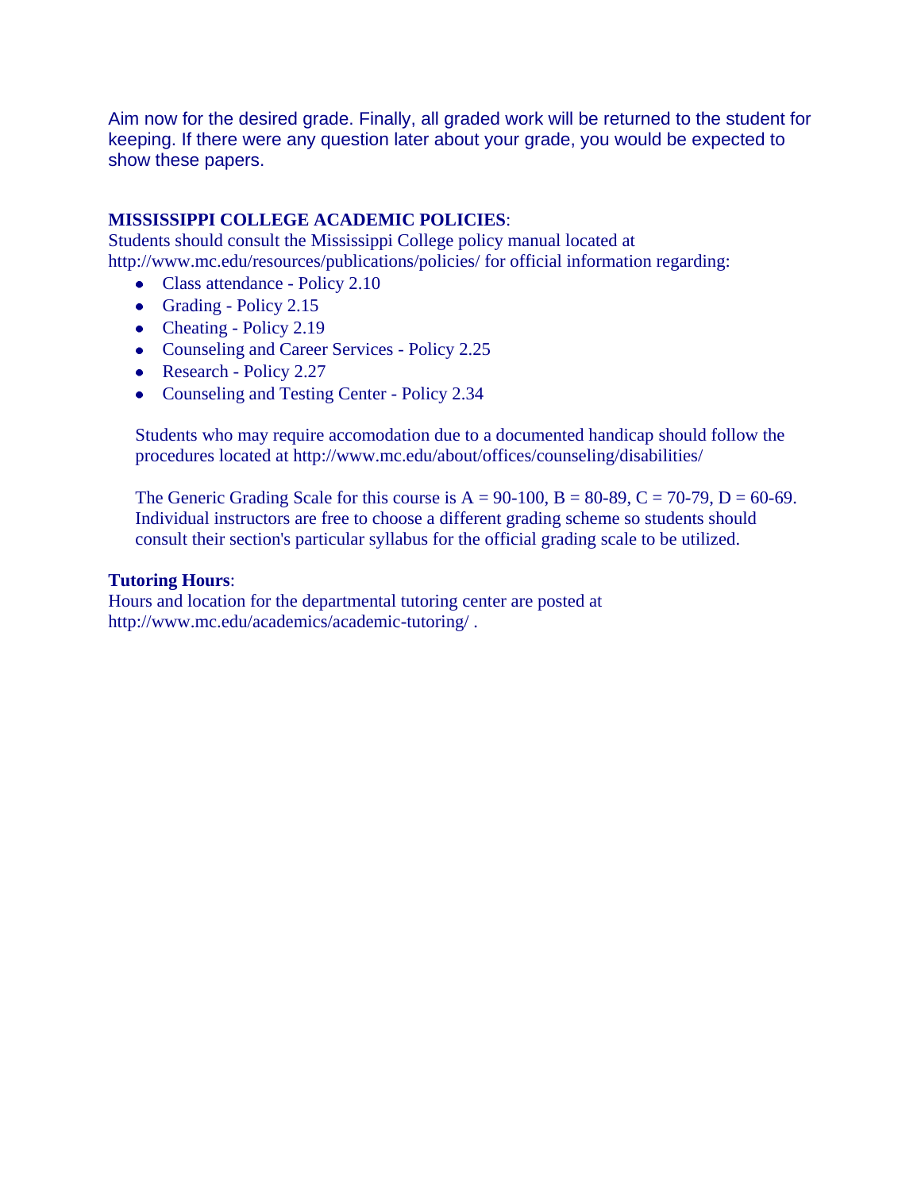Aim now for the desired grade. Finally, all graded work will be returned to the student for keeping. If there were any question later about your grade, you would be expected to show these papers.

**MISSISSIPPI COLLEGE ACADEMIC POLICIES**:
Students should consult the Mississippi College policy manual located at http://www.mc.edu/resources/publications/policies/ for official information regarding:

- Class attendance - Policy 2.10
- Grading - Policy 2.15
- Cheating - Policy 2.19
- Counseling and Career Services - Policy 2.25
- Research - Policy 2.27
- Counseling and Testing Center - Policy 2.34

Students who may require accomodation due to a documented handicap should follow the procedures located at http://www.mc.edu/about/offices/counseling/disabilities/

The Generic Grading Scale for this course is A = 90-100, B = 80-89, C = 70-79, D = 60-69. Individual instructors are free to choose a different grading scheme so students should consult their section's particular syllabus for the official grading scale to be utilized.

**Tutoring Hours**:
Hours and location for the departmental tutoring center are posted at http://www.mc.edu/academics/academic-tutoring/ .